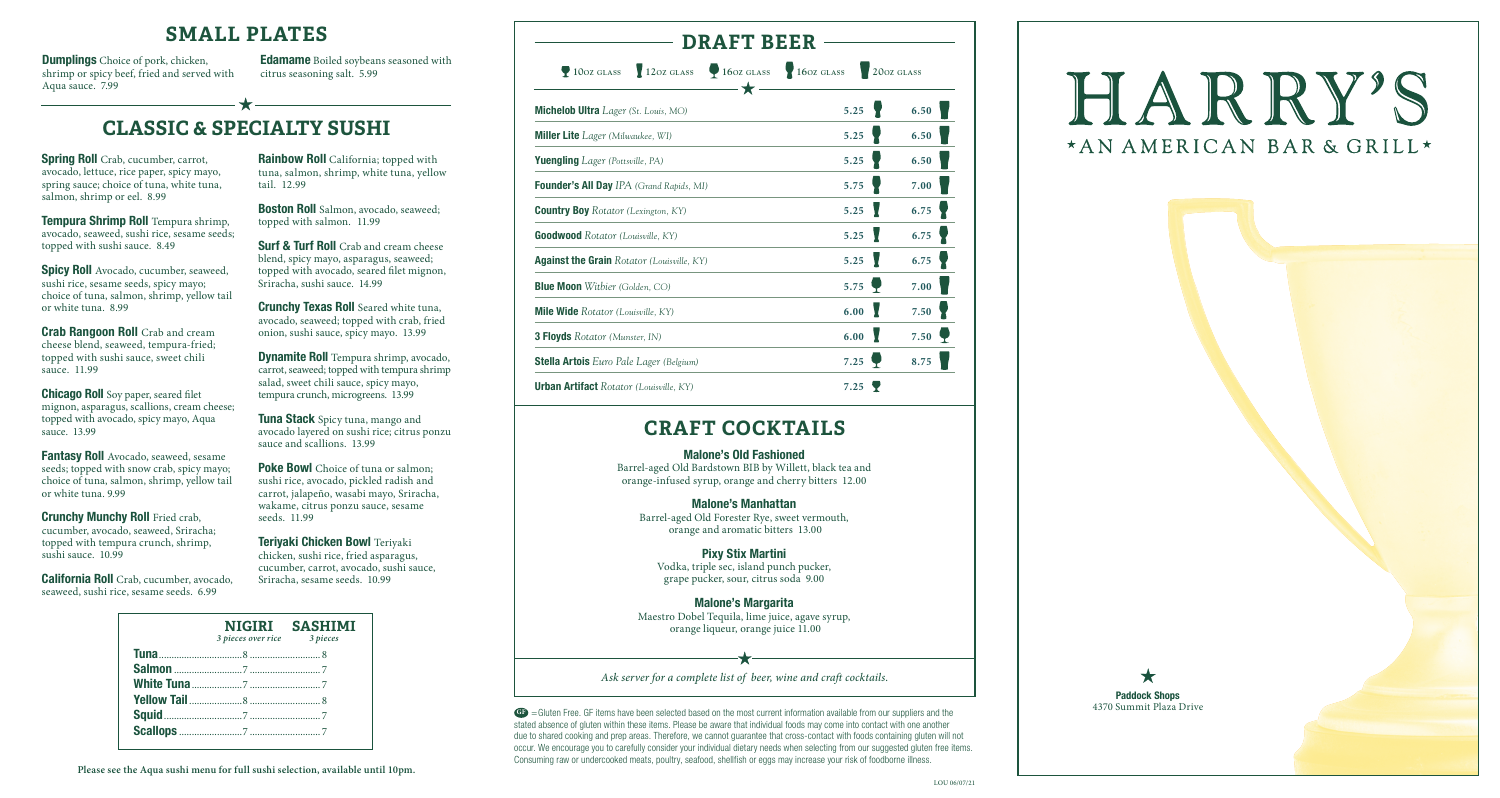## SMALL PLATES

**Dumplings** Choice of pork, chicken, shrimp or spicy beef, fried and served with Aqua sauce. 7.99

**Edamame** Boiled soybeans seasoned with citrus seasoning salt. 5.99

## CLASSIC & SPECIALTY SUSHI

**Spring Roll** Crab, cucumber, carrot, avocado, lettuce, rice paper, spicy mayo, spring sauce; choice of tuna, white tuna, salmon, shrimp or eel. 8.99

**Tempura Shrimp Roll** Tempura shrimp, avocado, seaweed, sushi rice, sesame seeds; topped with sushi sauce. 8.49

**Spicy Roll** Avocado, cucumber, seaweed, sushi rice, sesame seeds, spicy mayo; choice of tuna, salmon, shrimp, yellow tail or white tuna. 8.99

**Crab Rangoon Roll** Crab and cream cheese blend, seaweed, tempura-fried; topped with sushi sauce, sweet chili sauce. 11.99

**Chicago Roll** Soy paper, seared filet mignon, asparagus, scallions, cream cheese; topped with avocado, spicy mayo, Aqua sauce. 13.99

**Fantasy Roll** Avocado, seaweed, sesame seeds; topped with snow crab, spicy mayo; choice of tuna, salmon, shrimp, yellow tail or white tuna. 9.99

**Crunchy Munchy Roll** Fried crab, cucumber, avocado, seaweed, Sriracha; topped with tempura crunch, shrimp, sushi sauce. 10.99

**California Roll** Crab, cucumber, avocado, seaweed, sushi rice, sesame seeds. 6.99

**Rainbow Roll** California; topped with tuna, salmon, shrimp, white tuna, yellow tail. 12.99

**Boston Roll** Salmon, avocado, seaweed; topped with salmon. 11.99

**Surf & Turf Roll** Crab and cream cheese blend, spicy mayo, asparagus, seaweed; topped with avocado, seared filet mignon, Sriracha, sushi sauce. 14.99

**Crunchy Texas Roll** Seared white tuna, avocado, seaweed; topped with crab, fried onion, sushi sauce, spicy mayo. 13.99

**Dynamite Roll** Tempura shrimp, avocado, carrot, seaweed; topped with tempura shrimp salad, sweet chili sauce, spicy mayo, tempura crunch, microgreens. 13.99

**Tuna Stack** Spicy tuna, mango and avocado layered on sushi rice; citrus ponzu sauce and scallions. 13.99

**Poke Bowl** Choice of tuna or salmon; sushi rice, avocado, pickled radish and carrot, jalapeño, wasabi mayo, Sriracha, wakame, citrus ponzu sauce, sesame seeds. 11.99

**Teriyaki Chicken Bowl** Teriyaki chicken, sushi rice, fried asparagus, cucumber, carrot, avocado, sushi sauce, Sriracha, sesame seeds. 10.99

| | NIGIRI *3 pieces over rice* | SASHIMI *3 pieces* |
|---|---|---|
| **Tuna** | 8 | 8 |
| **Salmon** | 7 | 7 |
| **White Tuna** | 7 | 7 |
| **Yellow Tail** | 8 | 8 |
| **Squid** | 7 | 7 |
| **Scallops** | 7 | 7 |

**Please see the Aqua sushi menu for full sushi selection, available until 10pm.**

## DRAFT BEER

10oz glass | 12oz glass | 16oz glass | 16oz glass | 20oz glass

| Beer | Small | Large |
|---|---|---|
| **Michelob Ultra** *Lager (St. Louis, MO)* | 5.25 | 6.50 |
| **Miller Lite** *Lager (Milwaukee, WI)* | 5.25 | 6.50 |
| **Yuengling** *Lager (Pottsville, PA)* | 5.25 | 6.50 |
| **Founder's All Day** *IPA (Grand Rapids, MI)* | 5.75 | 7.00 |
| **Country Boy** *Rotator (Lexington, KY)* | 5.25 | 6.75 |
| **Goodwood** *Rotator (Louisville, KY)* | 5.25 | 6.75 |
| **Against the Grain** *Rotator (Louisville, KY)* | 5.25 | 6.75 |
| **Blue Moon** *Witbier (Golden, CO)* | 5.75 | 7.00 |
| **Mile Wide** *Rotator (Louisville, KY)* | 6.00 | 7.50 |
| **3 Floyds** *Rotator (Munster, IN)* | 6.00 | 7.50 |
| **Stella Artois** *Euro Pale Lager (Belgium)* | 7.25 | 8.75 |
| **Urban Artifact** *Rotator (Louisville, KY)* | 7.25 | |

## CRAFT COCKTAILS

**Malone's Old Fashioned**
Barrel-aged Old Bardstown BIB by Willett, black tea and orange-infused syrup, orange and cherry bitters 12.00

**Malone's Manhattan**
Barrel-aged Old Forester Rye, sweet vermouth, orange and aromatic bitters 13.00

**Pixy Stix Martini**
Vodka, triple sec, island punch pucker, grape pucker, sour, citrus soda 9.00

**Malone's Margarita**
Maestro Dobel Tequila, lime juice, agave syrup, orange liqueur, orange juice 11.00

*Ask server for a complete list of beer, wine and craft cocktails.*

GF =Gluten Free. GF items have been selected based on the most current information available from our suppliers and the stated absence of gluten within these items. Please be aware that individual foods may come into contact with one another due to shared cooking and prep areas. Therefore, we cannot guarantee that cross-contact with foods containing gluten will not occur. We encourage you to carefully consider your individual dietary needs when selecting from our suggested gluten free items. Consuming raw or undercooked meats, poultry, seafood, shellfish or eggs may increase your risk of foodborne illness.

LOU 06/07/21

# HARRY'S
★AN AMERICAN BAR & GRILL★

**Paddock Shops**
4370 Summit Plaza Drive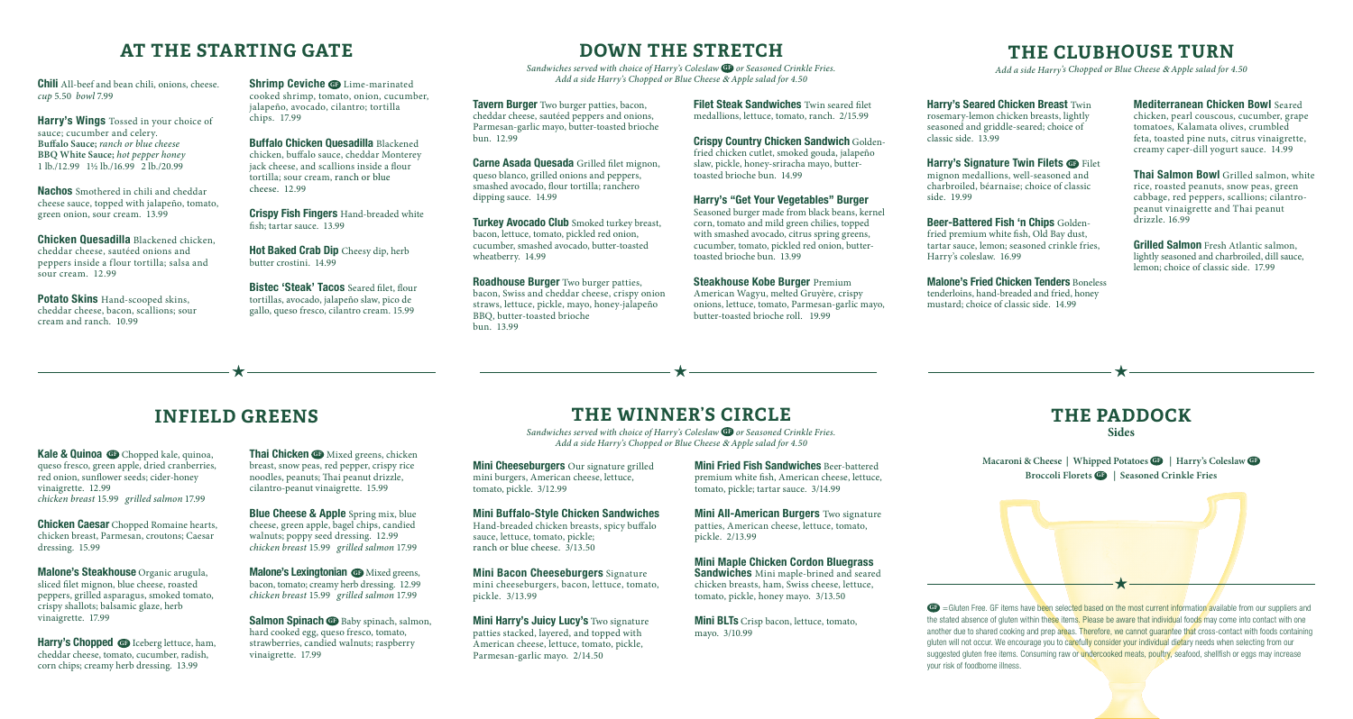## AT THE STARTING GATE

**Chili** All-beef and bean chili, onions, cheese. *cup* 5.50 *bowl* 7.99

**Harry's Wings** Tossed in your choice of sauce; cucumber and celery.
**Buffalo Sauce;** *ranch or blue cheese*
**BBQ White Sauce;** *hot pepper honey*
1 lb./12.99 1½ lb./16.99 2 lb./20.99

**Nachos** Smothered in chili and cheddar cheese sauce, topped with jalapeño, tomato, green onion, sour cream. 13.99

**Chicken Quesadilla** Blackened chicken, cheddar cheese, sautéed onions and peppers inside a flour tortilla; salsa and sour cream. 12.99

**Potato Skins** Hand-scooped skins, cheddar cheese, bacon, scallions; sour cream and ranch. 10.99

**Shrimp Ceviche** GF Lime-marinated cooked shrimp, tomato, onion, cucumber, jalapeño, avocado, cilantro; tortilla chips. 17.99

**Buffalo Chicken Quesadilla** Blackened chicken, buffalo sauce, cheddar Monterey jack cheese, and scallions inside a flour tortilla; sour cream, ranch or blue cheese. 12.99

**Crispy Fish Fingers** Hand-breaded white fish; tartar sauce. 13.99

**Hot Baked Crab Dip** Cheesy dip, herb butter crostini. 14.99

**Bistec 'Steak' Tacos** Seared filet, flour tortillas, avocado, jalapeño slaw, pico de gallo, queso fresco, cilantro cream. 15.99

## DOWN THE STRETCH

*Sandwiches served with choice of Harry's Coleslaw GF or Seasoned Crinkle Fries. Add a side Harry's Chopped or Blue Cheese & Apple salad for 4.50*

**Tavern Burger** Two burger patties, bacon, cheddar cheese, sautéed peppers and onions, Parmesan-garlic mayo, butter-toasted brioche bun. 12.99

**Carne Asada Quesada** Grilled filet mignon, queso blanco, grilled onions and peppers, smashed avocado, flour tortilla; ranchero dipping sauce. 14.99

**Turkey Avocado Club** Smoked turkey breast, bacon, lettuce, tomato, pickled red onion, cucumber, smashed avocado, butter-toasted wheatberry. 14.99

**Roadhouse Burger** Two burger patties, bacon, Swiss and cheddar cheese, crispy onion straws, lettuce, pickle, mayo, honey-jalapeño BBQ, butter-toasted brioche bun. 13.99

**Filet Steak Sandwiches** Twin seared filet medallions, lettuce, tomato, ranch. 2/15.99

**Crispy Country Chicken Sandwich** Golden-fried chicken cutlet, smoked gouda, jalapeño slaw, pickle, honey-sriracha mayo, butter-toasted brioche bun. 14.99

**Harry's "Get Your Vegetables" Burger** Seasoned burger made from black beans, kernel corn, tomato and mild green chilies, topped with smashed avocado, citrus spring greens, cucumber, tomato, pickled red onion, butter-toasted brioche bun. 13.99

**Steakhouse Kobe Burger** Premium American Wagyu, melted Gruyère, crispy onions, lettuce, tomato, Parmesan-garlic mayo, butter-toasted brioche roll. 19.99

## THE CLUBHOUSE TURN

*Add a side Harry's Chopped or Blue Cheese & Apple salad for 4.50*

**Harry's Seared Chicken Breast** Twin rosemary-lemon chicken breasts, lightly seasoned and griddle-seared; choice of classic side. 13.99

**Harry's Signature Twin Filets** GF Filet mignon medallions, well-seasoned and charbroiled, béarnaise; choice of classic side. 19.99

**Beer-Battered Fish 'n Chips** Golden-fried premium white fish, Old Bay dust, tartar sauce, lemon; seasoned crinkle fries, Harry's coleslaw. 16.99

**Malone's Fried Chicken Tenders** Boneless tenderloins, hand-breaded and fried, honey mustard; choice of classic side. 14.99

**Mediterranean Chicken Bowl** Seared chicken, pearl couscous, cucumber, grape tomatoes, Kalamata olives, crumbled feta, toasted pine nuts, citrus vinaigrette, creamy caper-dill yogurt sauce. 14.99

**Thai Salmon Bowl** Grilled salmon, white rice, roasted peanuts, snow peas, green cabbage, red peppers, scallions; cilantro-peanut vinaigrette and Thai peanut drizzle. 16.99

**Grilled Salmon** Fresh Atlantic salmon, lightly seasoned and charbroiled, dill sauce, lemon; choice of classic side. 17.99

## INFIELD GREENS

**Kale & Quinoa** GF Chopped kale, quinoa, queso fresco, green apple, dried cranberries, red onion, sunflower seeds; cider-honey vinaigrette. 12.99
*chicken breast* 15.99 *grilled salmon* 17.99

**Chicken Caesar** Chopped Romaine hearts, chicken breast, Parmesan, croutons; Caesar dressing. 15.99

**Malone's Steakhouse** Organic arugula, sliced filet mignon, blue cheese, roasted peppers, grilled asparagus, smoked tomato, crispy shallots; balsamic glaze, herb vinaigrette. 17.99

**Harry's Chopped** GF Iceberg lettuce, ham, cheddar cheese, tomato, cucumber, radish, corn chips; creamy herb dressing. 13.99

**Thai Chicken** GF Mixed greens, chicken breast, snow peas, red pepper, crispy rice noodles, peanuts; Thai peanut drizzle, cilantro-peanut vinaigrette. 15.99

**Blue Cheese & Apple** Spring mix, blue cheese, green apple, bagel chips, candied walnuts; poppy seed dressing. 12.99
*chicken breast* 15.99 *grilled salmon* 17.99

**Malone's Lexingtonian** GF Mixed greens, bacon, tomato; creamy herb dressing. 12.99
*chicken breast* 15.99 *grilled salmon* 17.99

**Salmon Spinach** GF Baby spinach, salmon, hard cooked egg, queso fresco, tomato, strawberries, candied walnuts; raspberry vinaigrette. 17.99

## THE WINNER'S CIRCLE

*Sandwiches served with choice of Harry's Coleslaw GF or Seasoned Crinkle Fries. Add a side Harry's Chopped or Blue Cheese & Apple salad for 4.50*

**Mini Cheeseburgers** Our signature grilled mini burgers, American cheese, lettuce, tomato, pickle. 3/12.99

**Mini Buffalo-Style Chicken Sandwiches** Hand-breaded chicken breasts, spicy buffalo sauce, lettuce, tomato, pickle; ranch or blue cheese. 3/13.50

**Mini Bacon Cheeseburgers** Signature mini cheeseburgers, bacon, lettuce, tomato, pickle. 3/13.99

**Mini Harry's Juicy Lucy's** Two signature patties stacked, layered, and topped with American cheese, lettuce, tomato, pickle, Parmesan-garlic mayo. 2/14.50

**Mini Fried Fish Sandwiches** Beer-battered premium white fish, American cheese, lettuce, tomato, pickle; tartar sauce. 3/14.99

**Mini All-American Burgers** Two signature patties, American cheese, lettuce, tomato, pickle. 2/13.99

**Mini Maple Chicken Cordon Bluegrass Sandwiches** Mini maple-brined and seared chicken breasts, ham, Swiss cheese, lettuce, tomato, pickle, honey mayo. 3/13.50

**Mini BLTs** Crisp bacon, lettuce, tomato, mayo. 3/10.99

## THE PADDOCK

**Sides**

**Macaroni & Cheese | Whipped Potatoes GF | Harry's Coleslaw GF**
**Broccoli Florets GF | Seasoned Crinkle Fries**

GF = Gluten Free. GF items have been selected based on the most current information available from our suppliers and the stated absence of gluten within these items. Please be aware that individual foods may come into contact with one another due to shared cooking and prep areas. Therefore, we cannot guarantee that cross-contact with foods containing gluten will not occur. We encourage you to carefully consider your individual dietary needs when selecting from our suggested gluten free items. Consuming raw or undercooked meats, poultry, seafood, shellfish or eggs may increase your risk of foodborne illness.